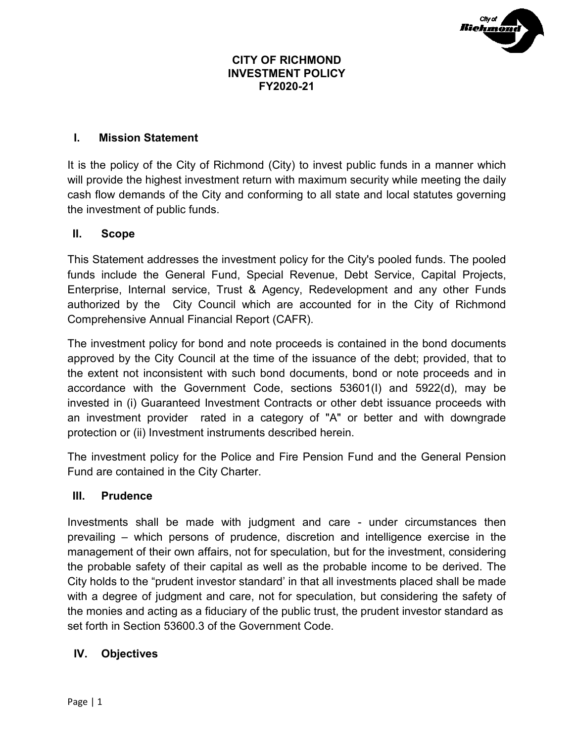# CITY OF RICHMOND
# INVESTMENT POLICY
# FY2020-21

## I. Mission Statement

It is the policy of the City of Richmond (City) to invest public funds in a manner which will provide the highest investment return with maximum security while meeting the daily cash flow demands of the City and conforming to all state and local statutes governing the investment of public funds.

## II. Scope

This Statement addresses the investment policy for the City's pooled funds. The pooled funds include the General Fund, Special Revenue, Debt Service, Capital Projects, Enterprise, Internal service, Trust & Agency, Redevelopment and any other Funds authorized by the City Council which are accounted for in the City of Richmond Comprehensive Annual Financial Report (CAFR).

The investment policy for bond and note proceeds is contained in the bond documents approved by the City Council at the time of the issuance of the debt; provided, that to the extent not inconsistent with such bond documents, bond or note proceeds and in accordance with the Government Code, sections 53601(I) and 5922(d), may be invested in (i) Guaranteed Investment Contracts or other debt issuance proceeds with an investment provider rated in a category of "A" or better and with downgrade protection or (ii) Investment instruments described herein.

The investment policy for the Police and Fire Pension Fund and the General Pension Fund are contained in the City Charter.

## III. Prudence

Investments shall be made with judgment and care - under circumstances then prevailing – which persons of prudence, discretion and intelligence exercise in the management of their own affairs, not for speculation, but for the investment, considering the probable safety of their capital as well as the probable income to be derived. The City holds to the "prudent investor standard' in that all investments placed shall be made with a degree of judgment and care, not for speculation, but considering the safety of the monies and acting as a fiduciary of the public trust, the prudent investor standard as set forth in Section 53600.3 of the Government Code.

## IV. Objectives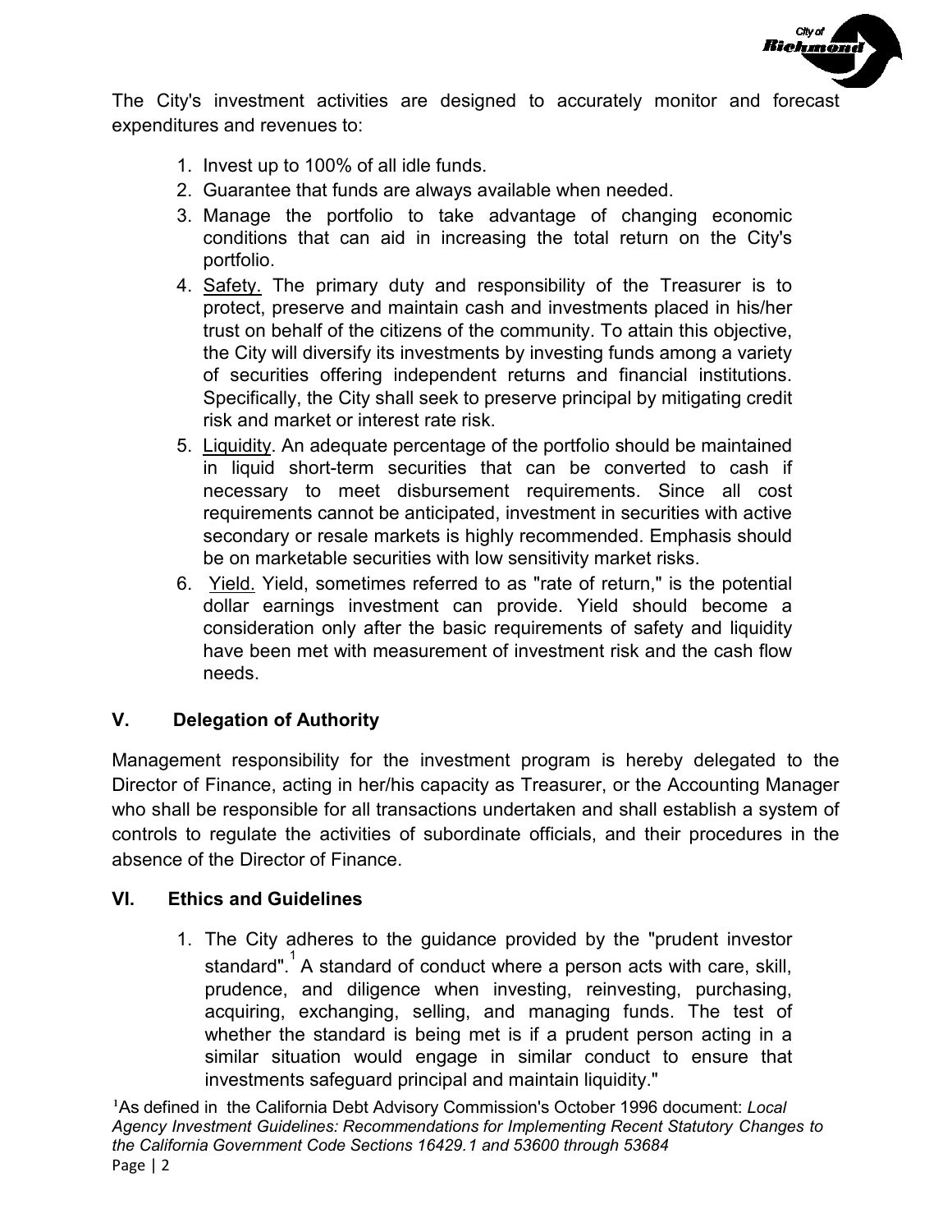The City's investment activities are designed to accurately monitor and forecast expenditures and revenues to:

1. Invest up to 100% of all idle funds.
2. Guarantee that funds are always available when needed.
3. Manage the portfolio to take advantage of changing economic conditions that can aid in increasing the total return on the City's portfolio.
4. <u>Safety.</u> The primary duty and responsibility of the Treasurer is to protect, preserve and maintain cash and investments placed in his/her trust on behalf of the citizens of the community. To attain this objective, the City will diversify its investments by investing funds among a variety of securities offering independent returns and financial institutions. Specifically, the City shall seek to preserve principal by mitigating credit risk and market or interest rate risk.
5. <u>Liquidity</u>. An adequate percentage of the portfolio should be maintained in liquid short-term securities that can be converted to cash if necessary to meet disbursement requirements. Since all cost requirements cannot be anticipated, investment in securities with active secondary or resale markets is highly recommended. Emphasis should be on marketable securities with low sensitivity market risks.
6. <u>Yield.</u> Yield, sometimes referred to as "rate of return," is the potential dollar earnings investment can provide. Yield should become a consideration only after the basic requirements of safety and liquidity have been met with measurement of investment risk and the cash flow needs.

## V. Delegation of Authority

Management responsibility for the investment program is hereby delegated to the Director of Finance, acting in her/his capacity as Treasurer, or the Accounting Manager who shall be responsible for all transactions undertaken and shall establish a system of controls to regulate the activities of subordinate officials, and their procedures in the absence of the Director of Finance.

## VI. Ethics and Guidelines

1. The City adheres to the guidance provided by the "prudent investor standard".[1] A standard of conduct where a person acts with care, skill, prudence, and diligence when investing, reinvesting, purchasing, acquiring, exchanging, selling, and managing funds. The test of whether the standard is being met is if a prudent person acting in a similar situation would engage in similar conduct to ensure that investments safeguard principal and maintain liquidity."

[1] As defined in the California Debt Advisory Commission's October 1996 document: *Local Agency Investment Guidelines: Recommendations for Implementing Recent Statutory Changes to the California Government Code Sections 16429.1 and 53600 through 53684*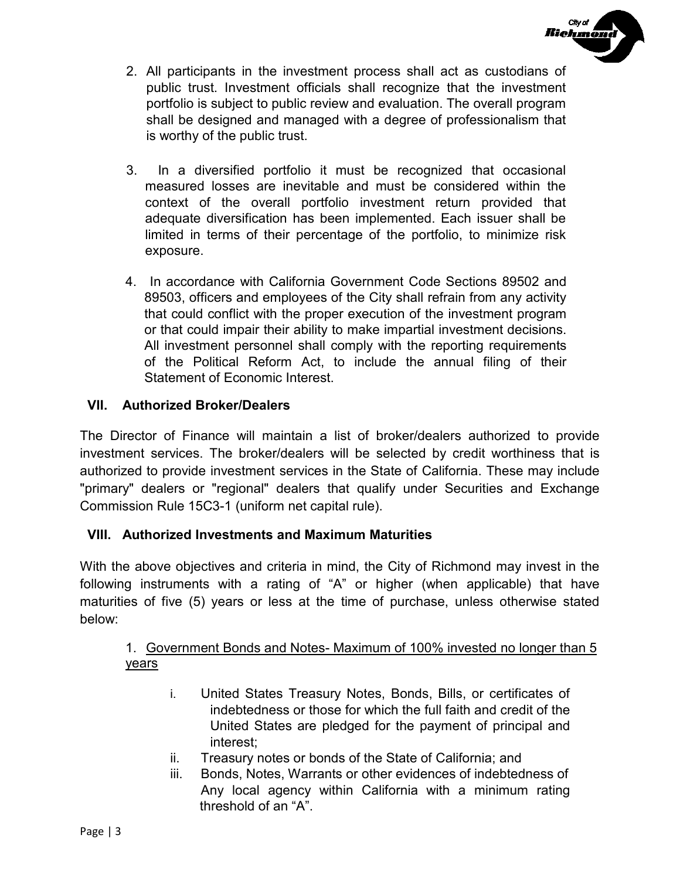2. All participants in the investment process shall act as custodians of public trust. Investment officials shall recognize that the investment portfolio is subject to public review and evaluation. The overall program shall be designed and managed with a degree of professionalism that is worthy of the public trust.

3. In a diversified portfolio it must be recognized that occasional measured losses are inevitable and must be considered within the context of the overall portfolio investment return provided that adequate diversification has been implemented. Each issuer shall be limited in terms of their percentage of the portfolio, to minimize risk exposure.

4. In accordance with California Government Code Sections 89502 and 89503, officers and employees of the City shall refrain from any activity that could conflict with the proper execution of the investment program or that could impair their ability to make impartial investment decisions. All investment personnel shall comply with the reporting requirements of the Political Reform Act, to include the annual filing of their Statement of Economic Interest.

## VII. Authorized Broker/Dealers

The Director of Finance will maintain a list of broker/dealers authorized to provide investment services. The broker/dealers will be selected by credit worthiness that is authorized to provide investment services in the State of California. These may include "primary" dealers or "regional" dealers that qualify under Securities and Exchange Commission Rule 15C3-1 (uniform net capital rule).

## VIII. Authorized Investments and Maximum Maturities

With the above objectives and criteria in mind, the City of Richmond may invest in the following instruments with a rating of "A" or higher (when applicable) that have maturities of five (5) years or less at the time of purchase, unless otherwise stated below:

1. Government Bonds and Notes- Maximum of 100% invested no longer than 5 years

   i. United States Treasury Notes, Bonds, Bills, or certificates of indebtedness or those for which the full faith and credit of the United States are pledged for the payment of principal and interest;
   
   ii. Treasury notes or bonds of the State of California; and
   
   iii. Bonds, Notes, Warrants or other evidences of indebtedness of Any local agency within California with a minimum rating threshold of an "A".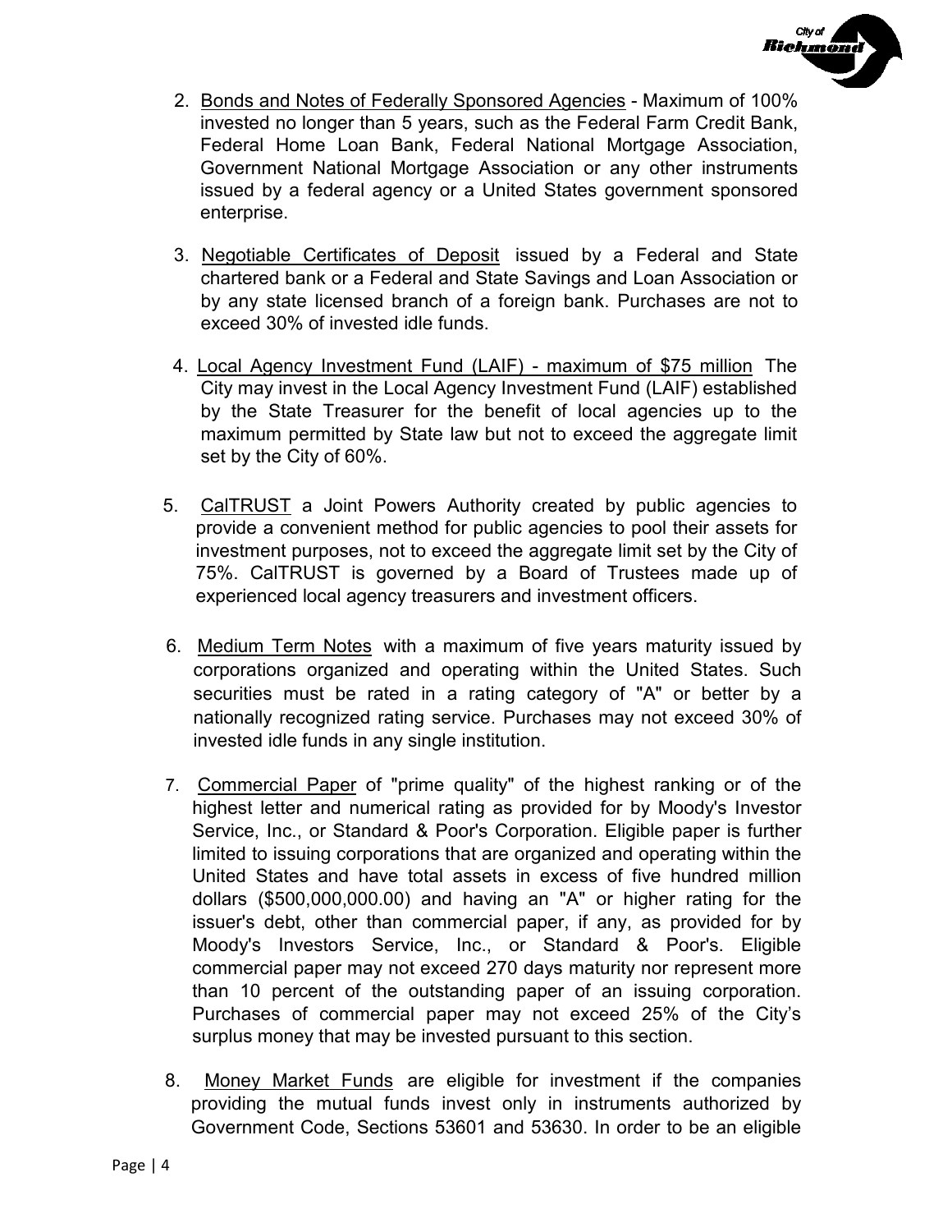2. Bonds and Notes of Federally Sponsored Agencies - Maximum of 100% invested no longer than 5 years, such as the Federal Farm Credit Bank, Federal Home Loan Bank, Federal National Mortgage Association, Government National Mortgage Association or any other instruments issued by a federal agency or a United States government sponsored enterprise.

3. Negotiable Certificates of Deposit issued by a Federal and State chartered bank or a Federal and State Savings and Loan Association or by any state licensed branch of a foreign bank. Purchases are not to exceed 30% of invested idle funds.

4. Local Agency Investment Fund (LAIF) - maximum of $75 million The City may invest in the Local Agency Investment Fund (LAIF) established by the State Treasurer for the benefit of local agencies up to the maximum permitted by State law but not to exceed the aggregate limit set by the City of 60%.

5. CalTRUST a Joint Powers Authority created by public agencies to provide a convenient method for public agencies to pool their assets for investment purposes, not to exceed the aggregate limit set by the City of 75%. CalTRUST is governed by a Board of Trustees made up of experienced local agency treasurers and investment officers.

6. Medium Term Notes with a maximum of five years maturity issued by corporations organized and operating within the United States. Such securities must be rated in a rating category of "A" or better by a nationally recognized rating service. Purchases may not exceed 30% of invested idle funds in any single institution.

7. Commercial Paper of "prime quality" of the highest ranking or of the highest letter and numerical rating as provided for by Moody's Investor Service, Inc., or Standard & Poor's Corporation. Eligible paper is further limited to issuing corporations that are organized and operating within the United States and have total assets in excess of five hundred million dollars ($500,000,000.00) and having an "A" or higher rating for the issuer's debt, other than commercial paper, if any, as provided for by Moody's Investors Service, Inc., or Standard & Poor's. Eligible commercial paper may not exceed 270 days maturity nor represent more than 10 percent of the outstanding paper of an issuing corporation. Purchases of commercial paper may not exceed 25% of the City's surplus money that may be invested pursuant to this section.

8. Money Market Funds are eligible for investment if the companies providing the mutual funds invest only in instruments authorized by Government Code, Sections 53601 and 53630. In order to be an eligible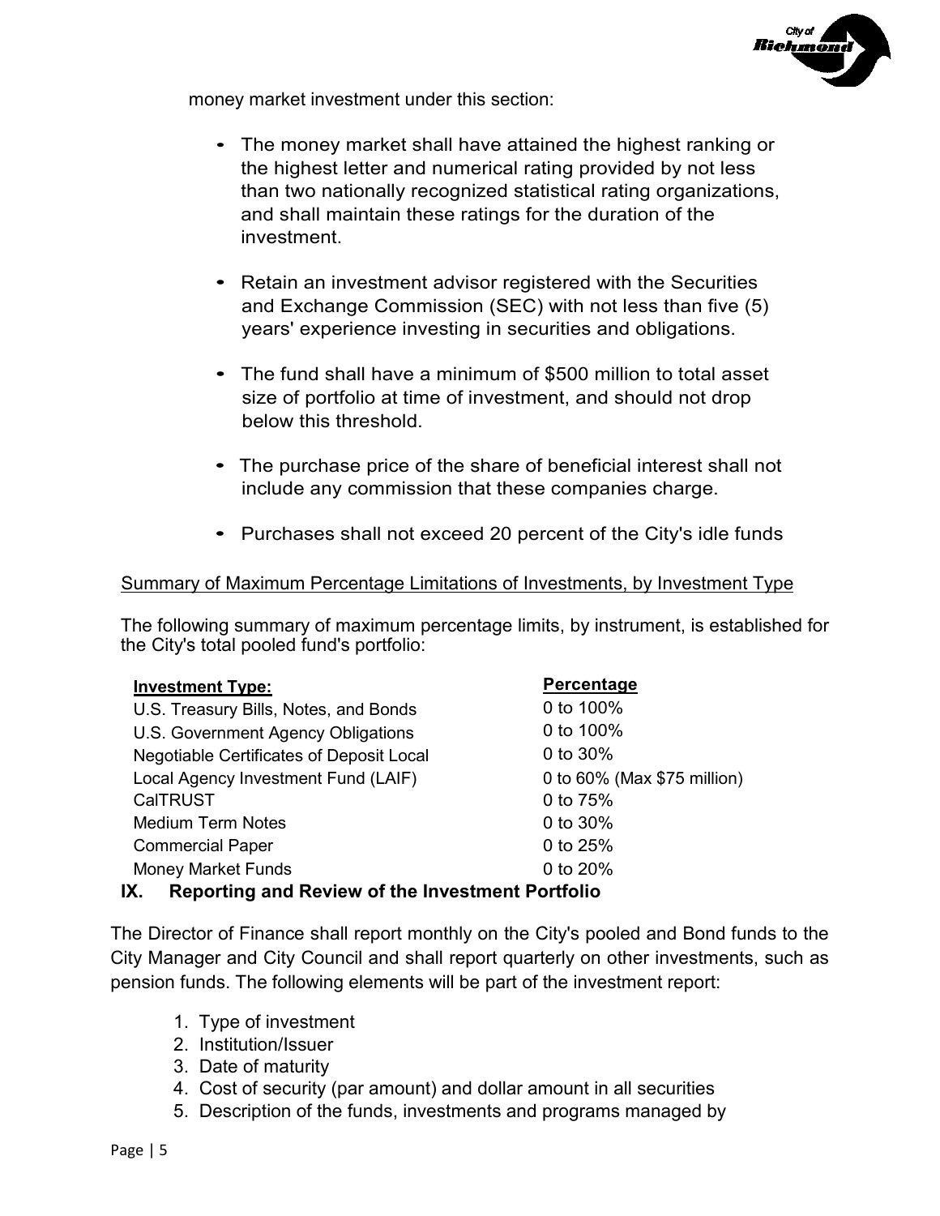money market investment under this section:

- The money market shall have attained the highest ranking or the highest letter and numerical rating provided by not less than two nationally recognized statistical rating organizations, and shall maintain these ratings for the duration of the investment.
- Retain an investment advisor registered with the Securities and Exchange Commission (SEC) with not less than five (5) years' experience investing in securities and obligations.
- The fund shall have a minimum of $500 million to total asset size of portfolio at time of investment, and should not drop below this threshold.
- The purchase price of the share of beneficial interest shall not include any commission that these companies charge.
- Purchases shall not exceed 20 percent of the City's idle funds

Summary of Maximum Percentage Limitations of Investments, by Investment Type

The following summary of maximum percentage limits, by instrument, is established for the City's total pooled fund's portfolio:

| **Investment Type:** | **Percentage** |
|---|---|
| U.S. Treasury Bills, Notes, and Bonds | 0 to 100% |
| U.S. Government Agency Obligations | 0 to 100% |
| Negotiable Certificates of Deposit Local | 0 to 30% |
| Local Agency Investment Fund (LAIF) | 0 to 60% (Max $75 million) |
| CalTRUST | 0 to 75% |
| Medium Term Notes | 0 to 30% |
| Commercial Paper | 0 to 25% |
| Money Market Funds | 0 to 20% |

## IX. Reporting and Review of the Investment Portfolio

The Director of Finance shall report monthly on the City's pooled and Bond funds to the City Manager and City Council and shall report quarterly on other investments, such as pension funds. The following elements will be part of the investment report:

1. Type of investment
2. Institution/Issuer
3. Date of maturity
4. Cost of security (par amount) and dollar amount in all securities
5. Description of the funds, investments and programs managed by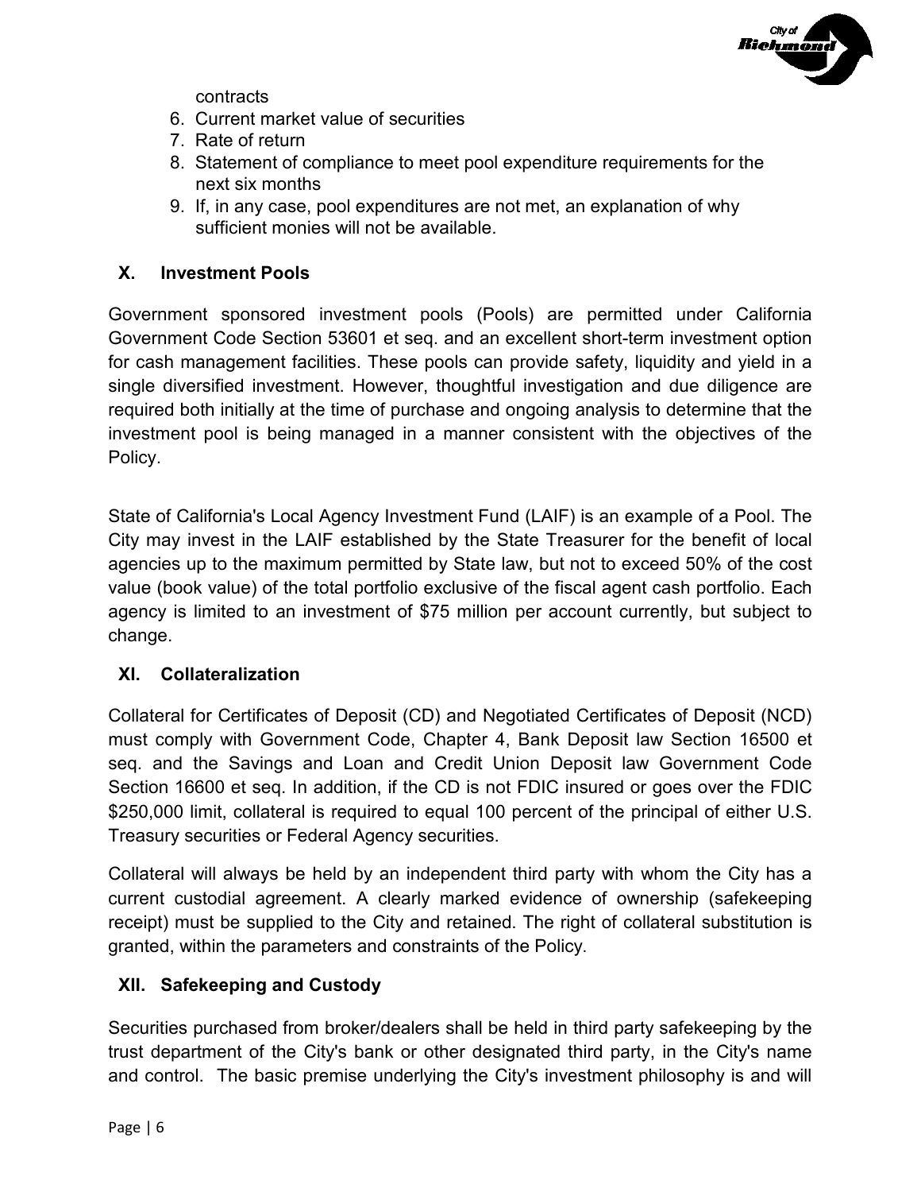contracts

6. Current market value of securities
7. Rate of return
8. Statement of compliance to meet pool expenditure requirements for the next six months
9. If, in any case, pool expenditures are not met, an explanation of why sufficient monies will not be available.

## X. Investment Pools

Government sponsored investment pools (Pools) are permitted under California Government Code Section 53601 et seq. and an excellent short-term investment option for cash management facilities. These pools can provide safety, liquidity and yield in a single diversified investment. However, thoughtful investigation and due diligence are required both initially at the time of purchase and ongoing analysis to determine that the investment pool is being managed in a manner consistent with the objectives of the Policy.

State of California's Local Agency Investment Fund (LAIF) is an example of a Pool. The City may invest in the LAIF established by the State Treasurer for the benefit of local agencies up to the maximum permitted by State law, but not to exceed 50% of the cost value (book value) of the total portfolio exclusive of the fiscal agent cash portfolio. Each agency is limited to an investment of $75 million per account currently, but subject to change.

## XI. Collateralization

Collateral for Certificates of Deposit (CD) and Negotiated Certificates of Deposit (NCD) must comply with Government Code, Chapter 4, Bank Deposit law Section 16500 et seq. and the Savings and Loan and Credit Union Deposit law Government Code Section 16600 et seq. In addition, if the CD is not FDIC insured or goes over the FDIC $250,000 limit, collateral is required to equal 100 percent of the principal of either U.S. Treasury securities or Federal Agency securities.

Collateral will always be held by an independent third party with whom the City has a current custodial agreement. A clearly marked evidence of ownership (safekeeping receipt) must be supplied to the City and retained. The right of collateral substitution is granted, within the parameters and constraints of the Policy.

## XII. Safekeeping and Custody

Securities purchased from broker/dealers shall be held in third party safekeeping by the trust department of the City's bank or other designated third party, in the City's name and control. The basic premise underlying the City's investment philosophy is and will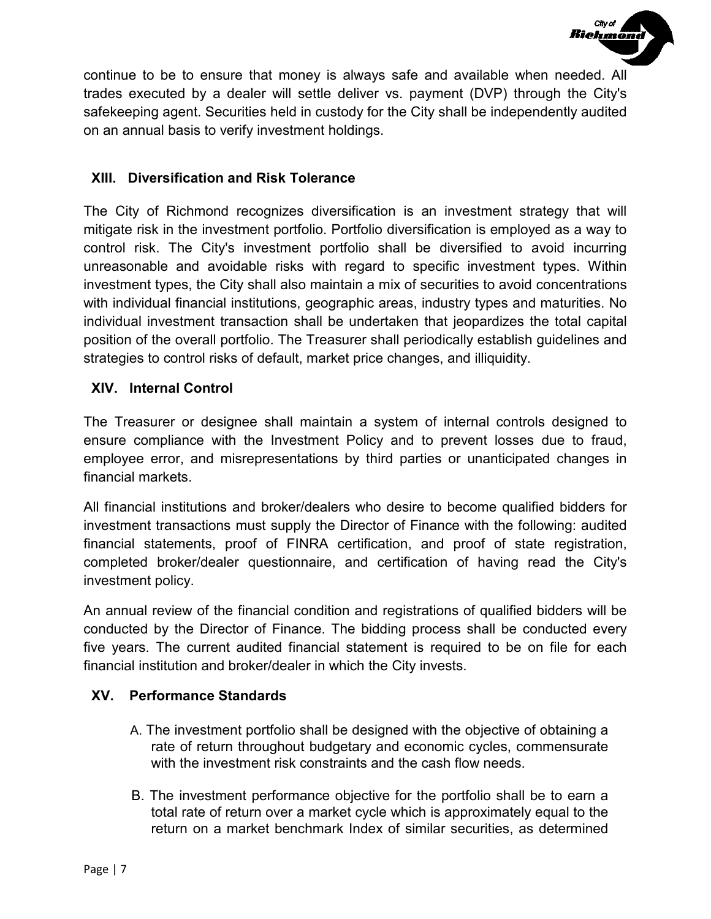continue to be to ensure that money is always safe and available when needed. All trades executed by a dealer will settle deliver vs. payment (DVP) through the City's safekeeping agent. Securities held in custody for the City shall be independently audited on an annual basis to verify investment holdings.

## XIII. Diversification and Risk Tolerance

The City of Richmond recognizes diversification is an investment strategy that will mitigate risk in the investment portfolio. Portfolio diversification is employed as a way to control risk. The City's investment portfolio shall be diversified to avoid incurring unreasonable and avoidable risks with regard to specific investment types. Within investment types, the City shall also maintain a mix of securities to avoid concentrations with individual financial institutions, geographic areas, industry types and maturities. No individual investment transaction shall be undertaken that jeopardizes the total capital position of the overall portfolio. The Treasurer shall periodically establish guidelines and strategies to control risks of default, market price changes, and illiquidity.

## XIV. Internal Control

The Treasurer or designee shall maintain a system of internal controls designed to ensure compliance with the Investment Policy and to prevent losses due to fraud, employee error, and misrepresentations by third parties or unanticipated changes in financial markets.

All financial institutions and broker/dealers who desire to become qualified bidders for investment transactions must supply the Director of Finance with the following: audited financial statements, proof of FINRA certification, and proof of state registration, completed broker/dealer questionnaire, and certification of having read the City's investment policy.

An annual review of the financial condition and registrations of qualified bidders will be conducted by the Director of Finance. The bidding process shall be conducted every five years. The current audited financial statement is required to be on file for each financial institution and broker/dealer in which the City invests.

## XV. Performance Standards

A. The investment portfolio shall be designed with the objective of obtaining a rate of return throughout budgetary and economic cycles, commensurate with the investment risk constraints and the cash flow needs.

B. The investment performance objective for the portfolio shall be to earn a total rate of return over a market cycle which is approximately equal to the return on a market benchmark Index of similar securities, as determined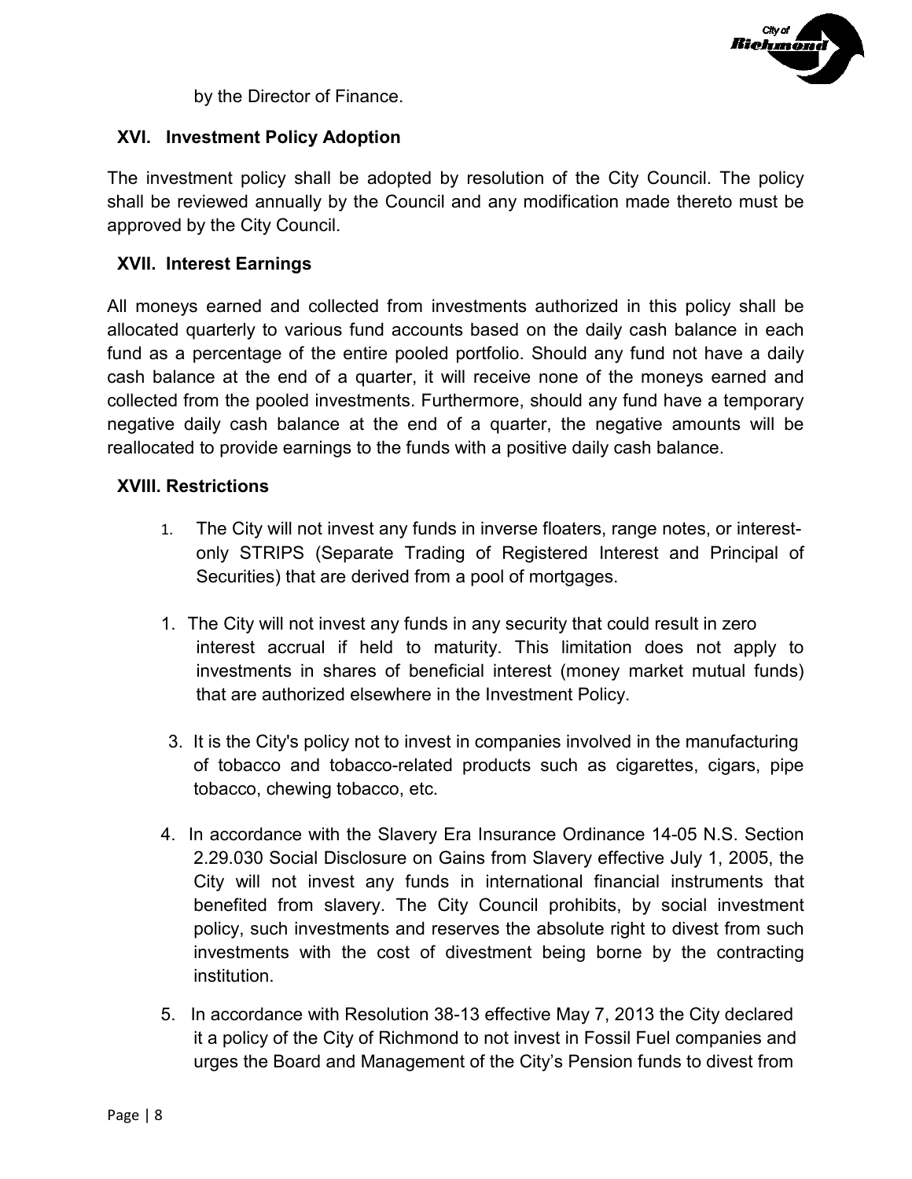by the Director of Finance.

## XVI. Investment Policy Adoption

The investment policy shall be adopted by resolution of the City Council. The policy shall be reviewed annually by the Council and any modification made thereto must be approved by the City Council.

## XVII. Interest Earnings

All moneys earned and collected from investments authorized in this policy shall be allocated quarterly to various fund accounts based on the daily cash balance in each fund as a percentage of the entire pooled portfolio. Should any fund not have a daily cash balance at the end of a quarter, it will receive none of the moneys earned and collected from the pooled investments. Furthermore, should any fund have a temporary negative daily cash balance at the end of a quarter, the negative amounts will be reallocated to provide earnings to the funds with a positive daily cash balance.

## XVIII. Restrictions

1. The City will not invest any funds in inverse floaters, range notes, or interest-only STRIPS (Separate Trading of Registered Interest and Principal of Securities) that are derived from a pool of mortgages.

1. The City will not invest any funds in any security that could result in zero interest accrual if held to maturity. This limitation does not apply to investments in shares of beneficial interest (money market mutual funds) that are authorized elsewhere in the Investment Policy.

3. It is the City's policy not to invest in companies involved in the manufacturing of tobacco and tobacco-related products such as cigarettes, cigars, pipe tobacco, chewing tobacco, etc.

4. In accordance with the Slavery Era Insurance Ordinance 14-05 N.S. Section 2.29.030 Social Disclosure on Gains from Slavery effective July 1, 2005, the City will not invest any funds in international financial instruments that benefited from slavery. The City Council prohibits, by social investment policy, such investments and reserves the absolute right to divest from such investments with the cost of divestment being borne by the contracting institution.

5. In accordance with Resolution 38-13 effective May 7, 2013 the City declared it a policy of the City of Richmond to not invest in Fossil Fuel companies and urges the Board and Management of the City's Pension funds to divest from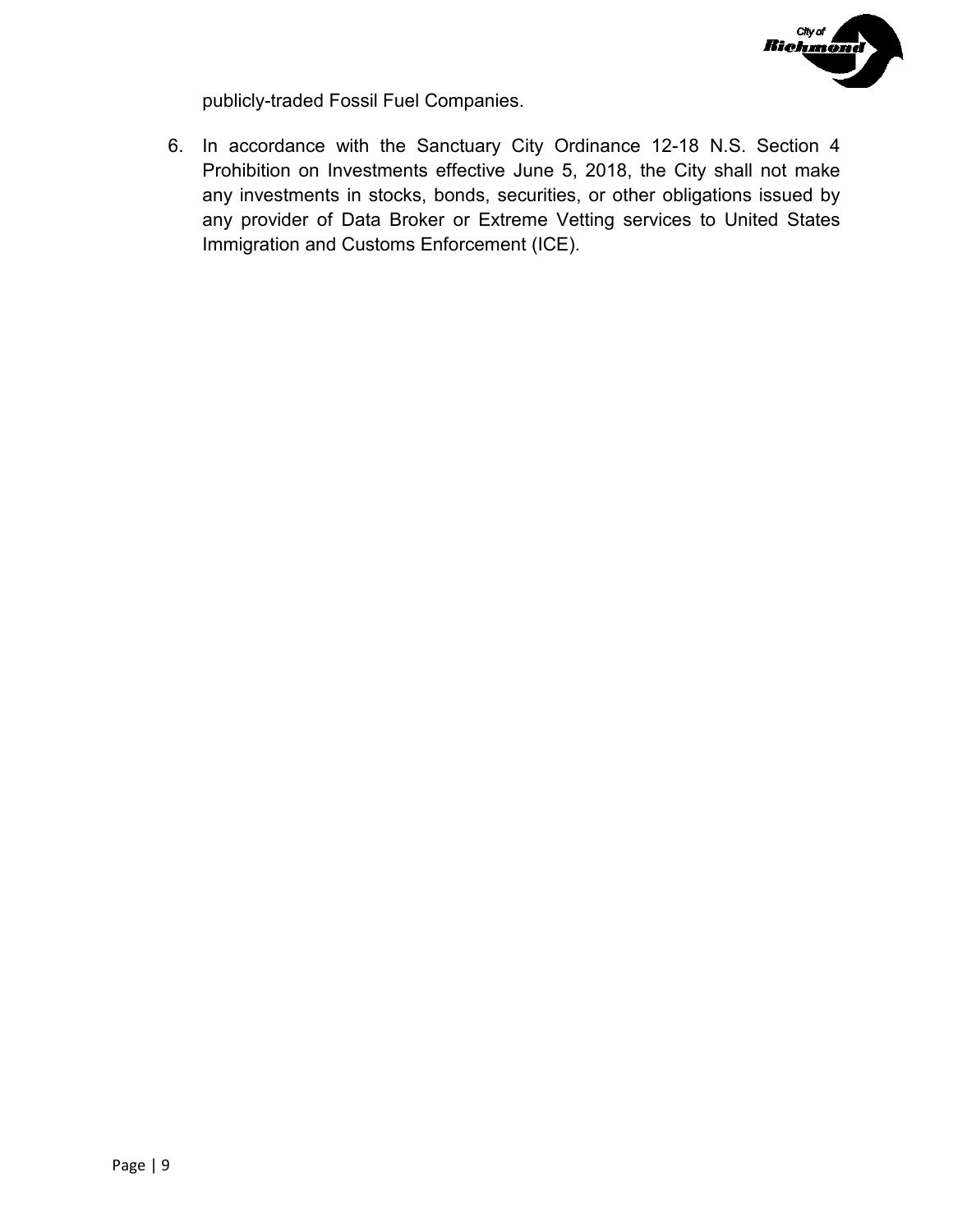publicly-traded Fossil Fuel Companies.

6. In accordance with the Sanctuary City Ordinance 12-18 N.S. Section 4 Prohibition on Investments effective June 5, 2018, the City shall not make any investments in stocks, bonds, securities, or other obligations issued by any provider of Data Broker or Extreme Vetting services to United States Immigration and Customs Enforcement (ICE).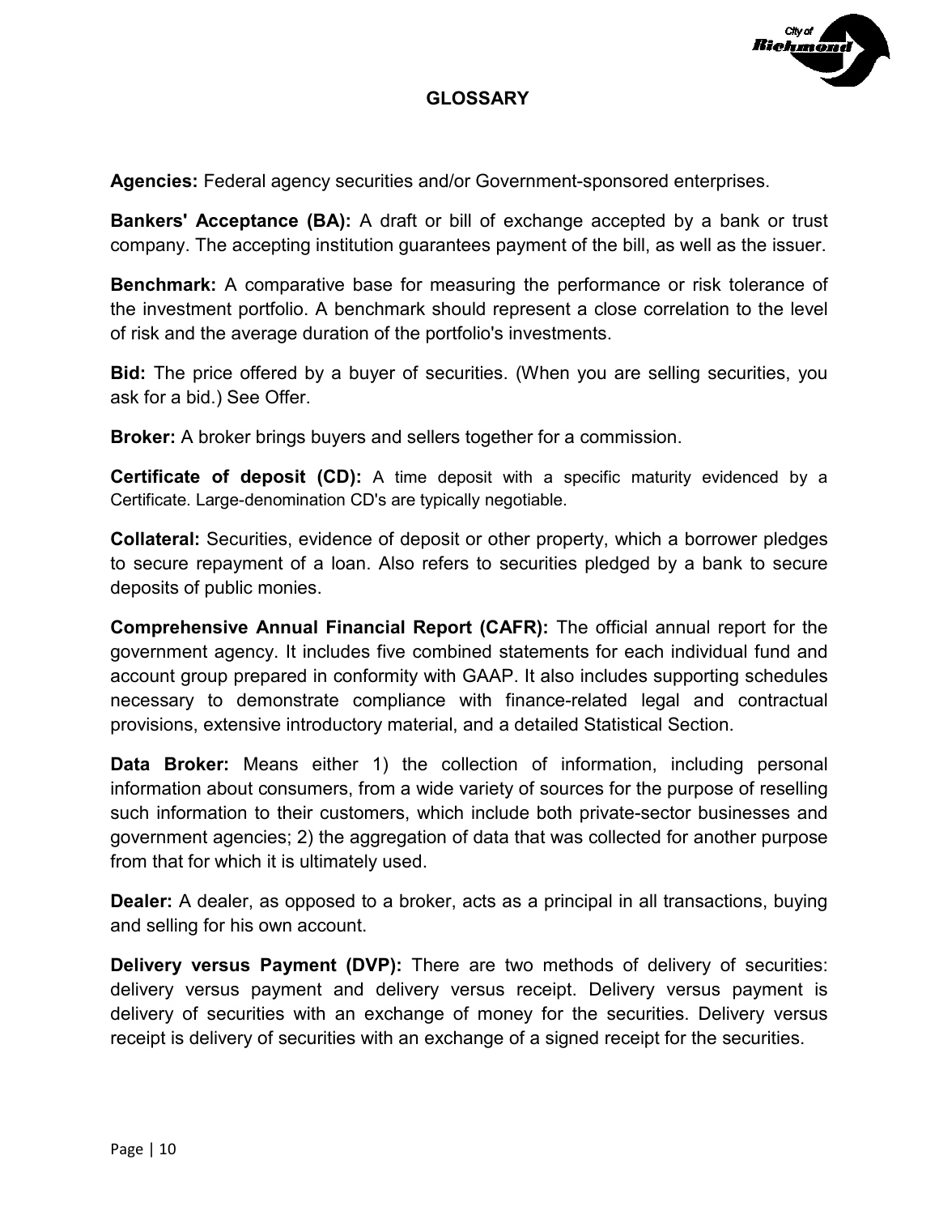## GLOSSARY

**Agencies:** Federal agency securities and/or Government-sponsored enterprises.

**Bankers' Acceptance (BA):** A draft or bill of exchange accepted by a bank or trust company. The accepting institution guarantees payment of the bill, as well as the issuer.

**Benchmark:** A comparative base for measuring the performance or risk tolerance of the investment portfolio. A benchmark should represent a close correlation to the level of risk and the average duration of the portfolio's investments.

**Bid:** The price offered by a buyer of securities. (When you are selling securities, you ask for a bid.) See Offer.

**Broker:** A broker brings buyers and sellers together for a commission.

**Certificate of deposit (CD):** A time deposit with a specific maturity evidenced by a Certificate. Large-denomination CD's are typically negotiable.

**Collateral:** Securities, evidence of deposit or other property, which a borrower pledges to secure repayment of a loan. Also refers to securities pledged by a bank to secure deposits of public monies.

**Comprehensive Annual Financial Report (CAFR):** The official annual report for the government agency. It includes five combined statements for each individual fund and account group prepared in conformity with GAAP. It also includes supporting schedules necessary to demonstrate compliance with finance-related legal and contractual provisions, extensive introductory material, and a detailed Statistical Section.

**Data Broker:** Means either 1) the collection of information, including personal information about consumers, from a wide variety of sources for the purpose of reselling such information to their customers, which include both private-sector businesses and government agencies; 2) the aggregation of data that was collected for another purpose from that for which it is ultimately used.

**Dealer:** A dealer, as opposed to a broker, acts as a principal in all transactions, buying and selling for his own account.

**Delivery versus Payment (DVP):** There are two methods of delivery of securities: delivery versus payment and delivery versus receipt. Delivery versus payment is delivery of securities with an exchange of money for the securities. Delivery versus receipt is delivery of securities with an exchange of a signed receipt for the securities.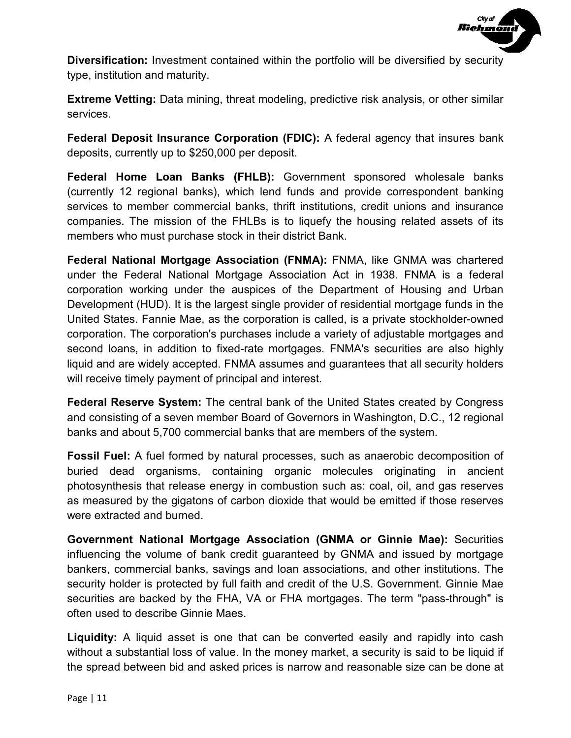**Diversification:** Investment contained within the portfolio will be diversified by security type, institution and maturity.

**Extreme Vetting:** Data mining, threat modeling, predictive risk analysis, or other similar services.

**Federal Deposit Insurance Corporation (FDIC):** A federal agency that insures bank deposits, currently up to $250,000 per deposit.

**Federal Home Loan Banks (FHLB):** Government sponsored wholesale banks (currently 12 regional banks), which lend funds and provide correspondent banking services to member commercial banks, thrift institutions, credit unions and insurance companies. The mission of the FHLBs is to liquefy the housing related assets of its members who must purchase stock in their district Bank.

**Federal National Mortgage Association (FNMA):** FNMA, like GNMA was chartered under the Federal National Mortgage Association Act in 1938. FNMA is a federal corporation working under the auspices of the Department of Housing and Urban Development (HUD). It is the largest single provider of residential mortgage funds in the United States. Fannie Mae, as the corporation is called, is a private stockholder-owned corporation. The corporation's purchases include a variety of adjustable mortgages and second loans, in addition to fixed-rate mortgages. FNMA's securities are also highly liquid and are widely accepted. FNMA assumes and guarantees that all security holders will receive timely payment of principal and interest.

**Federal Reserve System:** The central bank of the United States created by Congress and consisting of a seven member Board of Governors in Washington, D.C., 12 regional banks and about 5,700 commercial banks that are members of the system.

**Fossil Fuel:** A fuel formed by natural processes, such as anaerobic decomposition of buried dead organisms, containing organic molecules originating in ancient photosynthesis that release energy in combustion such as: coal, oil, and gas reserves as measured by the gigatons of carbon dioxide that would be emitted if those reserves were extracted and burned.

**Government National Mortgage Association (GNMA or Ginnie Mae):** Securities influencing the volume of bank credit guaranteed by GNMA and issued by mortgage bankers, commercial banks, savings and loan associations, and other institutions. The security holder is protected by full faith and credit of the U.S. Government. Ginnie Mae securities are backed by the FHA, VA or FHA mortgages. The term "pass-through" is often used to describe Ginnie Maes.

**Liquidity:** A liquid asset is one that can be converted easily and rapidly into cash without a substantial loss of value. In the money market, a security is said to be liquid if the spread between bid and asked prices is narrow and reasonable size can be done at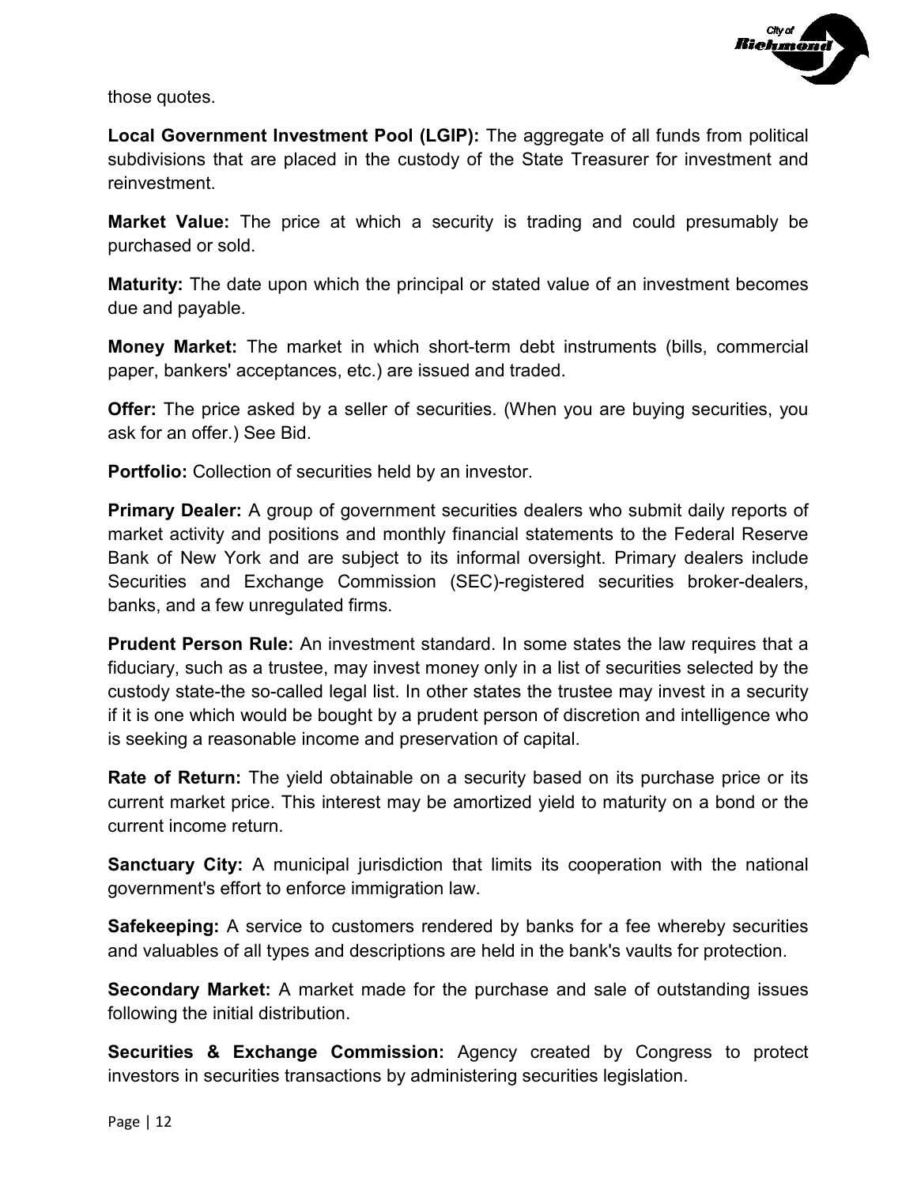those quotes.

**Local Government Investment Pool (LGIP):** The aggregate of all funds from political subdivisions that are placed in the custody of the State Treasurer for investment and reinvestment.

**Market Value:** The price at which a security is trading and could presumably be purchased or sold.

**Maturity:** The date upon which the principal or stated value of an investment becomes due and payable.

**Money Market:** The market in which short-term debt instruments (bills, commercial paper, bankers' acceptances, etc.) are issued and traded.

**Offer:** The price asked by a seller of securities. (When you are buying securities, you ask for an offer.) See Bid.

**Portfolio:** Collection of securities held by an investor.

**Primary Dealer:** A group of government securities dealers who submit daily reports of market activity and positions and monthly financial statements to the Federal Reserve Bank of New York and are subject to its informal oversight. Primary dealers include Securities and Exchange Commission (SEC)-registered securities broker-dealers, banks, and a few unregulated firms.

**Prudent Person Rule:** An investment standard. In some states the law requires that a fiduciary, such as a trustee, may invest money only in a list of securities selected by the custody state-the so-called legal list. In other states the trustee may invest in a security if it is one which would be bought by a prudent person of discretion and intelligence who is seeking a reasonable income and preservation of capital.

**Rate of Return:** The yield obtainable on a security based on its purchase price or its current market price. This interest may be amortized yield to maturity on a bond or the current income return.

**Sanctuary City:** A municipal jurisdiction that limits its cooperation with the national government's effort to enforce immigration law.

**Safekeeping:** A service to customers rendered by banks for a fee whereby securities and valuables of all types and descriptions are held in the bank's vaults for protection.

**Secondary Market:** A market made for the purchase and sale of outstanding issues following the initial distribution.

**Securities & Exchange Commission:** Agency created by Congress to protect investors in securities transactions by administering securities legislation.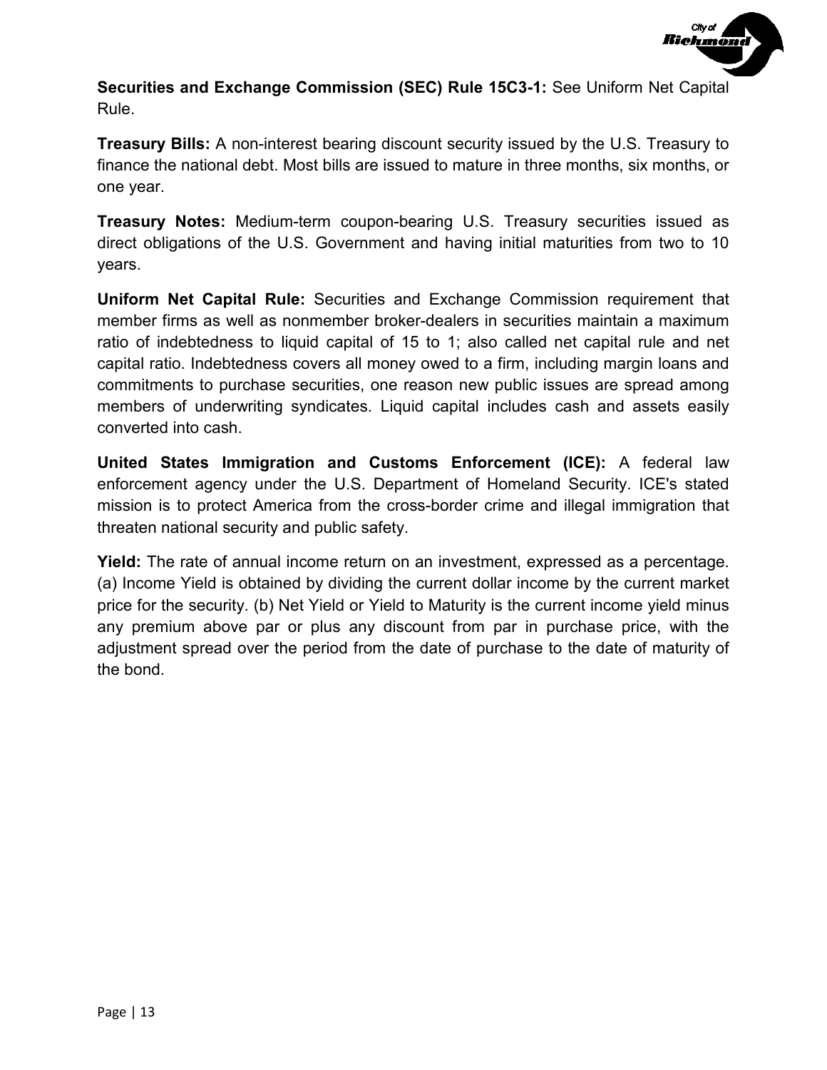**Securities and Exchange Commission (SEC) Rule 15C3-1:** See Uniform Net Capital Rule.

**Treasury Bills:** A non-interest bearing discount security issued by the U.S. Treasury to finance the national debt. Most bills are issued to mature in three months, six months, or one year.

**Treasury Notes:** Medium-term coupon-bearing U.S. Treasury securities issued as direct obligations of the U.S. Government and having initial maturities from two to 10 years.

**Uniform Net Capital Rule:** Securities and Exchange Commission requirement that member firms as well as nonmember broker-dealers in securities maintain a maximum ratio of indebtedness to liquid capital of 15 to 1; also called net capital rule and net capital ratio. Indebtedness covers all money owed to a firm, including margin loans and commitments to purchase securities, one reason new public issues are spread among members of underwriting syndicates. Liquid capital includes cash and assets easily converted into cash.

**United States Immigration and Customs Enforcement (ICE):** A federal law enforcement agency under the U.S. Department of Homeland Security. ICE's stated mission is to protect America from the cross-border crime and illegal immigration that threaten national security and public safety.

**Yield:** The rate of annual income return on an investment, expressed as a percentage. (a) Income Yield is obtained by dividing the current dollar income by the current market price for the security. (b) Net Yield or Yield to Maturity is the current income yield minus any premium above par or plus any discount from par in purchase price, with the adjustment spread over the period from the date of purchase to the date of maturity of the bond.